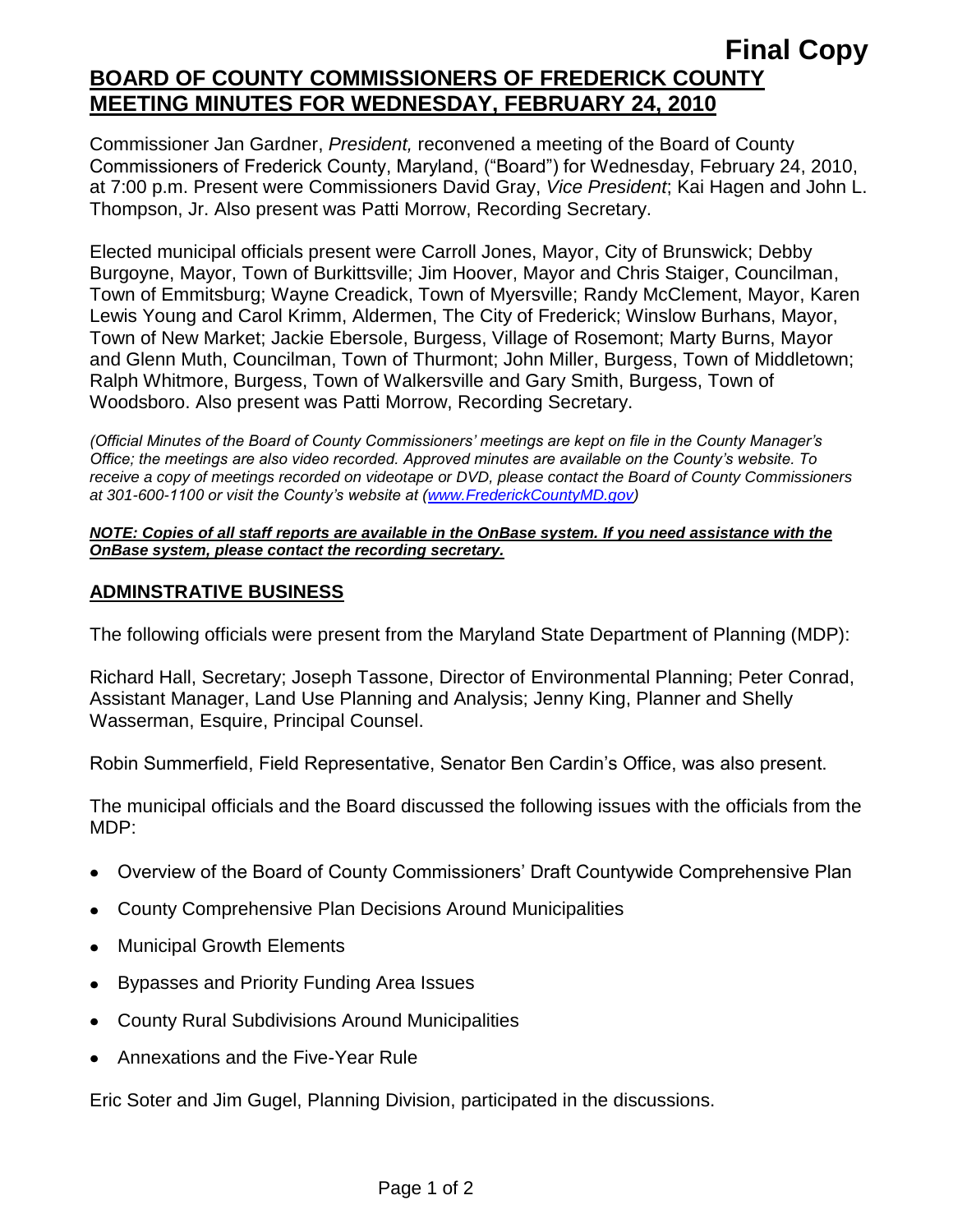**Final Copy**

# BOARD OF COUNTY COMMISSIONERS OF FREDERICK COUNTY MEETING MINUTES FOR WEDNESDAY, FEBRUARY 24, 2010

Commissioner Jan Gardner, *President,* reconvened a meeting of the Board of County Commissioners of Frederick County, Maryland, ("Board") for Wednesday, February 24, 2010, at 7:00 p.m. Present were Commissioners David Gray, *Vice President*; Kai Hagen and John L. Thompson, Jr. Also present was Patti Morrow, Recording Secretary.

Elected municipal officials present were Carroll Jones, Mayor, City of Brunswick; Debby Burgoyne, Mayor, Town of Burkittsville; Jim Hoover, Mayor and Chris Staiger, Councilman, Town of Emmitsburg; Wayne Creadick, Town of Myersville; Randy McClement, Mayor, Karen Lewis Young and Carol Krimm, Aldermen, The City of Frederick; Winslow Burhans, Mayor, Town of New Market; Jackie Ebersole, Burgess, Village of Rosemont; Marty Burns, Mayor and Glenn Muth, Councilman, Town of Thurmont; John Miller, Burgess, Town of Middletown; Ralph Whitmore, Burgess, Town of Walkersville and Gary Smith, Burgess, Town of Woodsboro. Also present was Patti Morrow, Recording Secretary.

*(Official Minutes of the Board of County Commissioners' meetings are kept on file in the County Manager's Office; the meetings are also video recorded. Approved minutes are available on the County's website. To receive a copy of meetings recorded on videotape or DVD, please contact the Board of County Commissioners at 301-600-1100 or visit the County's website at (www.FrederickCountyMD.gov)*

***NOTE: Copies of all staff reports are available in the OnBase system. If you need assistance with the OnBase system, please contact the recording secretary.***

## ADMINSTRATIVE BUSINESS

The following officials were present from the Maryland State Department of Planning (MDP):

Richard Hall, Secretary; Joseph Tassone, Director of Environmental Planning; Peter Conrad, Assistant Manager, Land Use Planning and Analysis; Jenny King, Planner and Shelly Wasserman, Esquire, Principal Counsel.

Robin Summerfield, Field Representative, Senator Ben Cardin's Office, was also present.

The municipal officials and the Board discussed the following issues with the officials from the MDP:

- Overview of the Board of County Commissioners' Draft Countywide Comprehensive Plan
- County Comprehensive Plan Decisions Around Municipalities
- Municipal Growth Elements
- Bypasses and Priority Funding Area Issues
- County Rural Subdivisions Around Municipalities
- Annexations and the Five-Year Rule

Eric Soter and Jim Gugel, Planning Division, participated in the discussions.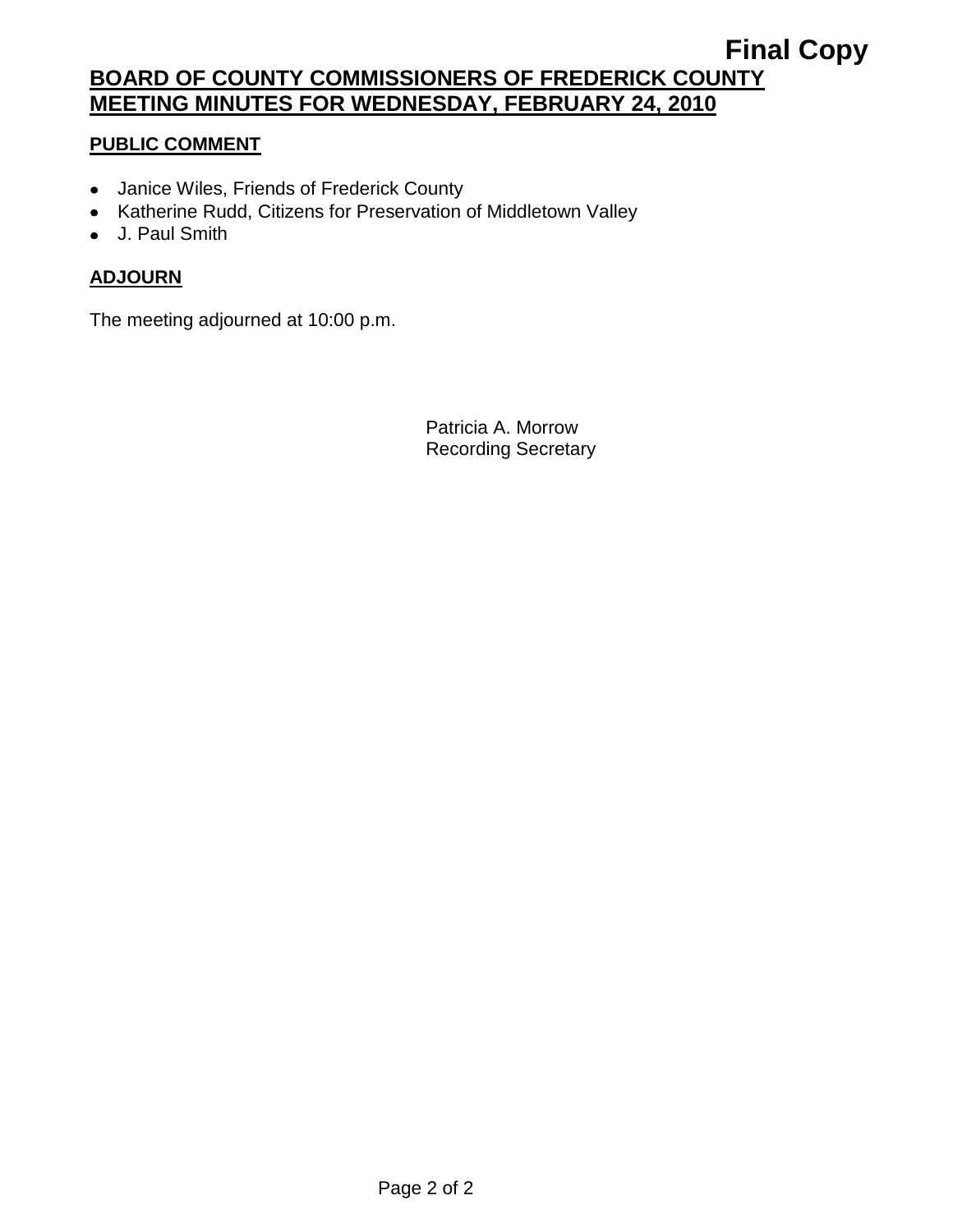**Final Copy**

**BOARD OF COUNTY COMMISSIONERS OF FREDERICK COUNTY**
**MEETING MINUTES FOR WEDNESDAY, FEBRUARY 24, 2010**

## PUBLIC COMMENT

- Janice Wiles, Friends of Frederick County
- Katherine Rudd, Citizens for Preservation of Middletown Valley
- J. Paul Smith

## ADJOURN

The meeting adjourned at 10:00 p.m.

Patricia A. Morrow
Recording Secretary